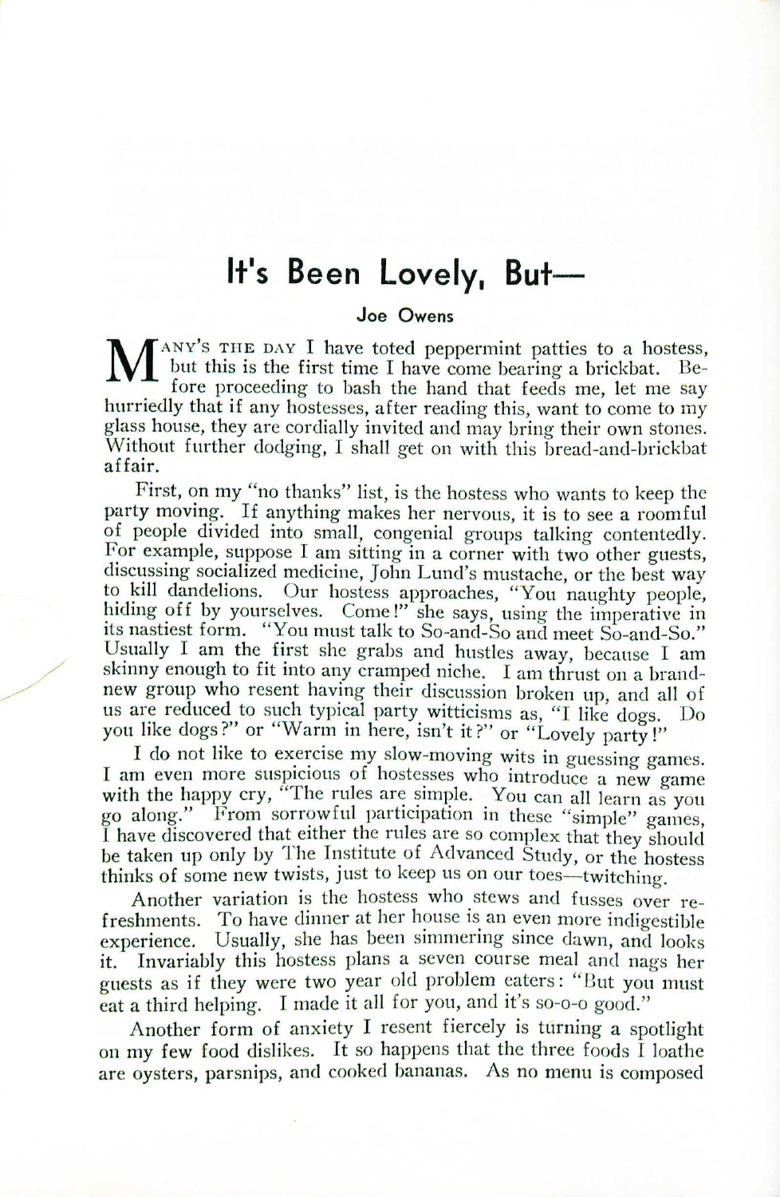# It's Been Lovely, But—

**Joe Owens**

MANY'S THE DAY I have toted peppermint patties to a hostess, but this is the first time I have come bearing a brickbat. Before proceeding to bash the hand that feeds me, let me say hurriedly that if any hostesses, after reading this, want to come to my glass house, they are cordially invited and may bring their own stones. Without further dodging, I shall get on with this bread-and-brickbat affair.

First, on my "no thanks" list, is the hostess who wants to keep the party moving. If anything makes her nervous, it is to see a roomful of people divided into small, congenial groups talking contentedly. For example, suppose I am sitting in a corner with two other guests, discussing socialized medicine, John Lund's mustache, or the best way to kill dandelions. Our hostess approaches, "You naughty people, hiding off by yourselves. Come!" she says, using the imperative in its nastiest form. "You must talk to So-and-So and meet So-and-So." Usually I am the first she grabs and hustles away, because I am skinny enough to fit into any cramped niche. I am thrust on a brand-new group who resent having their discussion broken up, and all of us are reduced to such typical party witticisms as, "I like dogs. Do you like dogs?" or "Warm in here, isn't it?" or "Lovely party!"

I do not like to exercise my slow-moving wits in guessing games. I am even more suspicious of hostesses who introduce a new game with the happy cry, "The rules are simple. You can all learn as you go along." From sorrowful participation in these "simple" games, I have discovered that either the rules are so complex that they should be taken up only by The Institute of Advanced Study, or the hostess thinks of some new twists, just to keep us on our toes—twitching.

Another variation is the hostess who stews and fusses over refreshments. To have dinner at her house is an even more indigestible experience. Usually, she has been simmering since dawn, and looks it. Invariably this hostess plans a seven course meal and nags her guests as if they were two year old problem eaters: "But you must eat a third helping. I made it all for you, and it's so-o-o good."

Another form of anxiety I resent fiercely is turning a spotlight on my few food dislikes. It so happens that the three foods I loathe are oysters, parsnips, and cooked bananas. As no menu is composed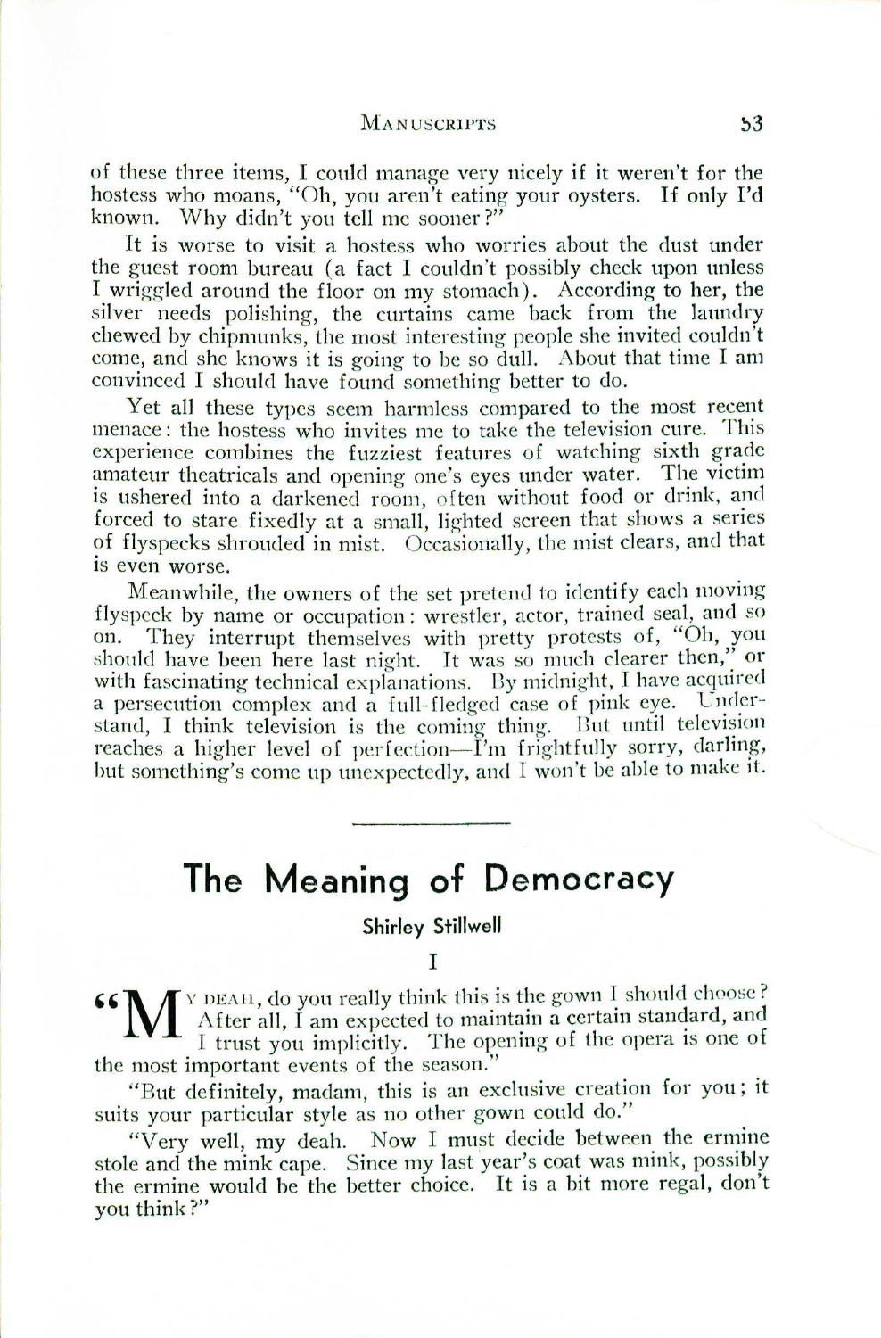of these three items, I could manage very nicely if it weren't for the hostess who moans, "Oh, you aren't eating your oysters. If only I'd known. Why didn't you tell me sooner?"

It is worse to visit a hostess who worries about the dust under the guest room bureau (a fact I couldn't possibly check upon unless I wriggled around the floor on my stomach). According to her, the silver needs polishing, the curtains came back from the laundry chewed by chipmunks, the most interesting people she invited couldn't come, and she knows it is going to be so dull. About that time I am convinced I should have found something better to do.

Yet all these types seem harmless compared to the most recent menace: the hostess who invites me to take the television cure. This experience combines the fuzziest features of watching sixth grade amateur theatricals and opening one's eyes under water. The victim is ushered into a darkened room, often without food or drink, and forced to stare fixedly at a small, lighted screen that shows a series of flyspecks shrouded in mist. Occasionally, the mist clears, and that is even worse.

Meanwhile, the owners of the set pretend to identify each moving flyspeck by name or occupation: wrestler, actor, trained seal, and so on. They interrupt themselves with pretty protests of, "Oh, you should have been here last night. It was so much clearer then," or with fascinating technical explanations. By midnight, I have acquired a persecution complex and a full-fledged case of pink eye. Understand, I think television is the coming thing. But until television reaches a higher level of perfection—I'm frightfully sorry, darling, but something's come up unexpectedly, and I won't be able to make it.

---

# The Meaning of Democracy

**Shirley Stillwell**

## I

"MY DEAH, do you really think this is the gown I should choose? After all, I am expected to maintain a certain standard, and I trust you implicitly. The opening of the opera is one of the most important events of the season."

"But definitely, madam, this is an exclusive creation for you; it suits your particular style as no other gown could do."

"Very well, my deah. Now I must decide between the ermine stole and the mink cape. Since my last year's coat was mink, possibly the ermine would be the better choice. It is a bit more regal, don't you think?"